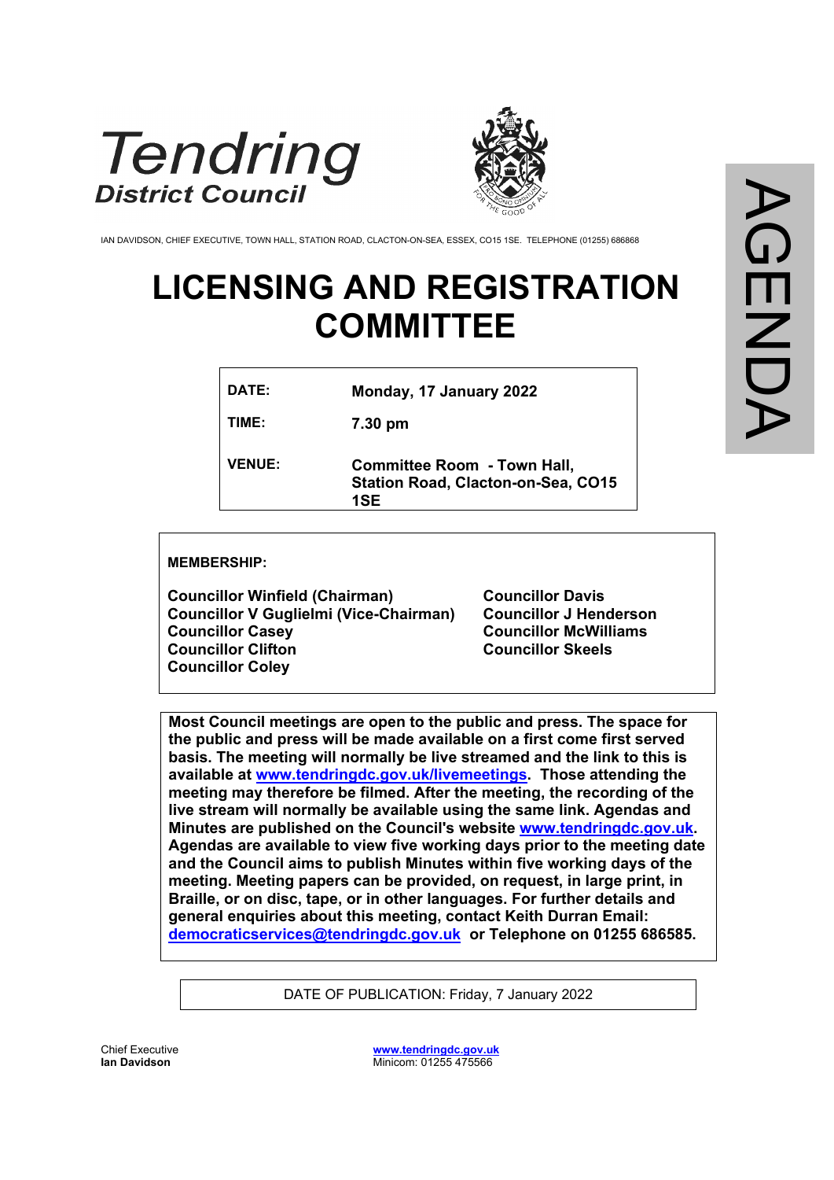Tendring
District Council

IAN DAVIDSON, CHIEF EXECUTIVE, TOWN HALL, STATION ROAD, CLACTON-ON-SEA, ESSEX, CO15 1SE. TELEPHONE (01255) 686868

AGENDA

# LICENSING AND REGISTRATION COMMITTEE

| | |
|---|---|
| **DATE:** | **Monday, 17 January 2022** |
| **TIME:** | **7.30 pm** |
| **VENUE:** | **Committee Room - Town Hall, Station Road, Clacton-on-Sea, CO15 1SE** |

**MEMBERSHIP:**

**Councillor Winfield (Chairman)**
**Councillor V Guglielmi (Vice-Chairman)**
**Councillor Casey**
**Councillor Clifton**
**Councillor Coley**
**Councillor Davis**
**Councillor J Henderson**
**Councillor McWilliams**
**Councillor Skeels**

**Most Council meetings are open to the public and press. The space for the public and press will be made available on a first come first served basis. The meeting will normally be live streamed and the link to this is available at [www.tendringdc.gov.uk/livemeetings](www.tendringdc.gov.uk/livemeetings). Those attending the meeting may therefore be filmed. After the meeting, the recording of the live stream will normally be available using the same link. Agendas and Minutes are published on the Council's website [www.tendringdc.gov.uk](www.tendringdc.gov.uk). Agendas are available to view five working days prior to the meeting date and the Council aims to publish Minutes within five working days of the meeting. Meeting papers can be provided, on request, in large print, in Braille, or on disc, tape, or in other languages. For further details and general enquiries about this meeting, contact Keith Durran Email: [democraticservices@tendringdc.gov.uk](mailto:democraticservices@tendringdc.gov.uk) or Telephone on 01255 686585.**

DATE OF PUBLICATION: Friday, 7 January 2022

Chief Executive
**Ian Davidson**

[www.tendringdc.gov.uk](www.tendringdc.gov.uk)
Minicom: 01255 475566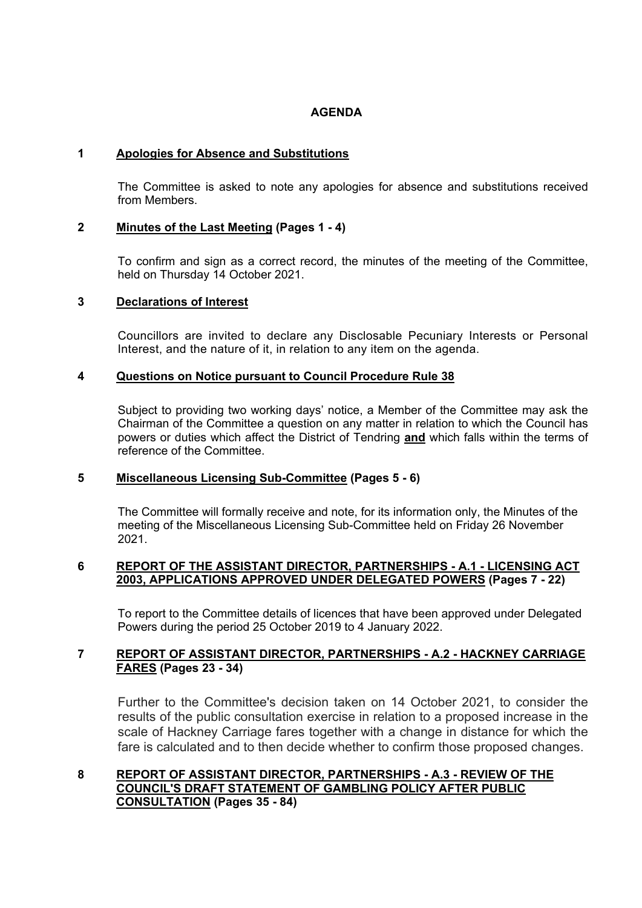# AGENDA

## 1 Apologies for Absence and Substitutions

The Committee is asked to note any apologies for absence and substitutions received from Members.

## 2 Minutes of the Last Meeting (Pages 1 - 4)

To confirm and sign as a correct record, the minutes of the meeting of the Committee, held on Thursday 14 October 2021.

## 3 Declarations of Interest

Councillors are invited to declare any Disclosable Pecuniary Interests or Personal Interest, and the nature of it, in relation to any item on the agenda.

## 4 Questions on Notice pursuant to Council Procedure Rule 38

Subject to providing two working days' notice, a Member of the Committee may ask the Chairman of the Committee a question on any matter in relation to which the Council has powers or duties which affect the District of Tendring **and** which falls within the terms of reference of the Committee.

## 5 Miscellaneous Licensing Sub-Committee (Pages 5 - 6)

The Committee will formally receive and note, for its information only, the Minutes of the meeting of the Miscellaneous Licensing Sub-Committee held on Friday 26 November 2021.

## 6 REPORT OF THE ASSISTANT DIRECTOR, PARTNERSHIPS - A.1 - LICENSING ACT 2003, APPLICATIONS APPROVED UNDER DELEGATED POWERS (Pages 7 - 22)

To report to the Committee details of licences that have been approved under Delegated Powers during the period 25 October 2019 to 4 January 2022.

## 7 REPORT OF ASSISTANT DIRECTOR, PARTNERSHIPS - A.2 - HACKNEY CARRIAGE FARES (Pages 23 - 34)

Further to the Committee's decision taken on 14 October 2021, to consider the results of the public consultation exercise in relation to a proposed increase in the scale of Hackney Carriage fares together with a change in distance for which the fare is calculated and to then decide whether to confirm those proposed changes.

## 8 REPORT OF ASSISTANT DIRECTOR, PARTNERSHIPS - A.3 - REVIEW OF THE COUNCIL'S DRAFT STATEMENT OF GAMBLING POLICY AFTER PUBLIC CONSULTATION (Pages 35 - 84)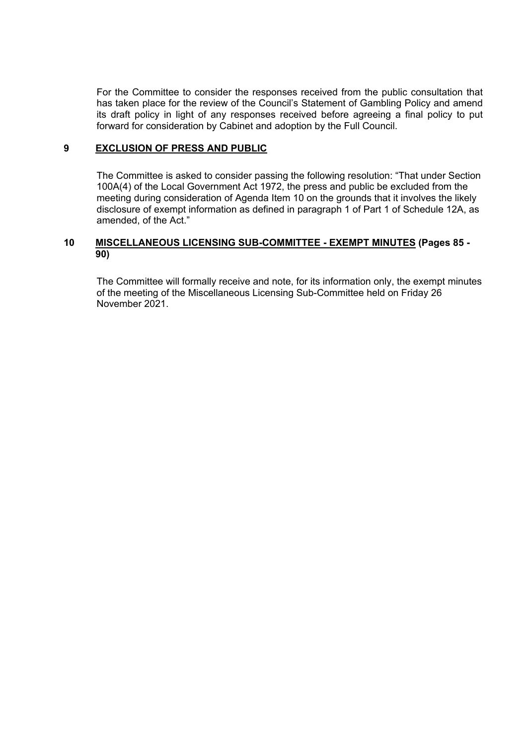For the Committee to consider the responses received from the public consultation that has taken place for the review of the Council's Statement of Gambling Policy and amend its draft policy in light of any responses received before agreeing a final policy to put forward for consideration by Cabinet and adoption by the Full Council.

## 9 EXCLUSION OF PRESS AND PUBLIC

The Committee is asked to consider passing the following resolution: "That under Section 100A(4) of the Local Government Act 1972, the press and public be excluded from the meeting during consideration of Agenda Item 10 on the grounds that it involves the likely disclosure of exempt information as defined in paragraph 1 of Part 1 of Schedule 12A, as amended, of the Act."

## 10 MISCELLANEOUS LICENSING SUB-COMMITTEE - EXEMPT MINUTES (Pages 85 - 90)

The Committee will formally receive and note, for its information only, the exempt minutes of the meeting of the Miscellaneous Licensing Sub-Committee held on Friday 26 November 2021.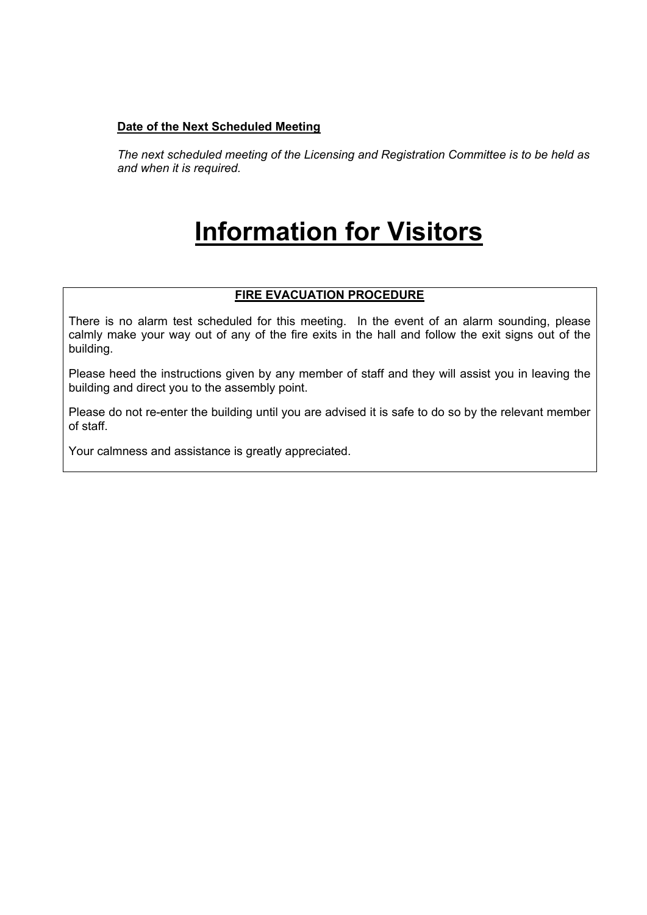**Date of the Next Scheduled Meeting**

*The next scheduled meeting of the Licensing and Registration Committee is to be held as and when it is required.*

# Information for Visitors

**FIRE EVACUATION PROCEDURE**

There is no alarm test scheduled for this meeting. In the event of an alarm sounding, please calmly make your way out of any of the fire exits in the hall and follow the exit signs out of the building.

Please heed the instructions given by any member of staff and they will assist you in leaving the building and direct you to the assembly point.

Please do not re-enter the building until you are advised it is safe to do so by the relevant member of staff.

Your calmness and assistance is greatly appreciated.